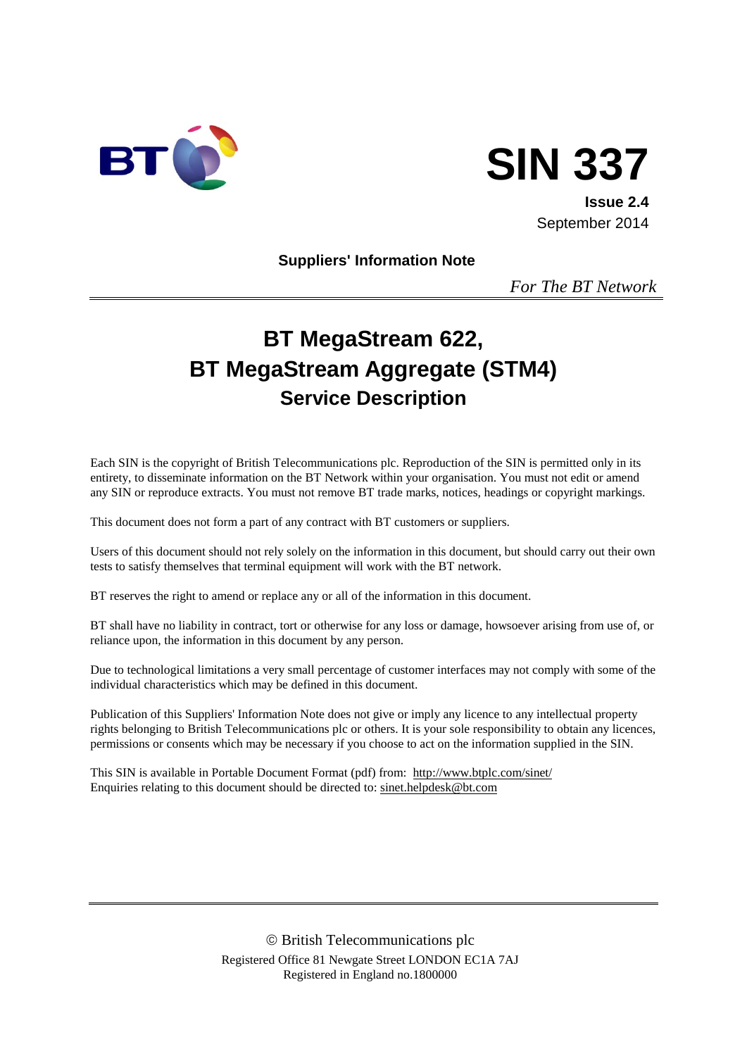# SIN 337

**Issue 2.4**
September 2014

**Suppliers' Information Note**

*For The BT Network*

---

# BT MegaStream 622, BT MegaStream Aggregate (STM4)

## Service Description

Each SIN is the copyright of British Telecommunications plc. Reproduction of the SIN is permitted only in its entirety, to disseminate information on the BT Network within your organisation. You must not edit or amend any SIN or reproduce extracts. You must not remove BT trade marks, notices, headings or copyright markings.

This document does not form a part of any contract with BT customers or suppliers.

Users of this document should not rely solely on the information in this document, but should carry out their own tests to satisfy themselves that terminal equipment will work with the BT network.

BT reserves the right to amend or replace any or all of the information in this document.

BT shall have no liability in contract, tort or otherwise for any loss or damage, howsoever arising from use of, or reliance upon, the information in this document by any person.

Due to technological limitations a very small percentage of customer interfaces may not comply with some of the individual characteristics which may be defined in this document.

Publication of this Suppliers' Information Note does not give or imply any licence to any intellectual property rights belonging to British Telecommunications plc or others. It is your sole responsibility to obtain any licences, permissions or consents which may be necessary if you choose to act on the information supplied in the SIN.

This SIN is available in Portable Document Format (pdf) from: http://www.btplc.com/sinet/
Enquiries relating to this document should be directed to: sinet.helpdesk@bt.com

---

© British Telecommunications plc
Registered Office 81 Newgate Street LONDON EC1A 7AJ
Registered in England no.1800000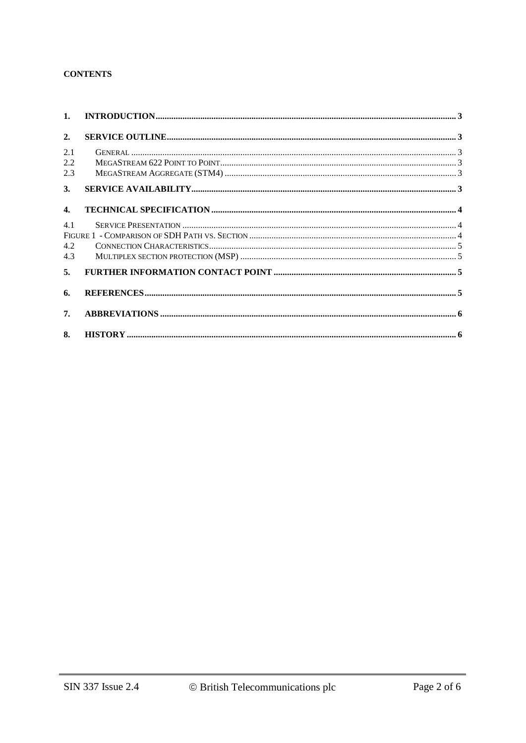**CONTENTS**

| | | |
|---|---|---|
| **1.** | **INTRODUCTION** | **3** |
| **2.** | **SERVICE OUTLINE** | **3** |
| 2.1 | GENERAL | 3 |
| 2.2 | MEGASTREAM 622 POINT TO POINT | 3 |
| 2.3 | MEGASTREAM AGGREGATE (STM4) | 3 |
| **3.** | **SERVICE AVAILABILITY** | **3** |
| **4.** | **TECHNICAL SPECIFICATION** | **4** |
| 4.1 | SERVICE PRESENTATION | 4 |
| | FIGURE 1 - COMPARISON OF SDH PATH VS. SECTION | 4 |
| 4.2 | CONNECTION CHARACTERISTICS | 5 |
| 4.3 | MULTIPLEX SECTION PROTECTION (MSP) | 5 |
| **5.** | **FURTHER INFORMATION CONTACT POINT** | **5** |
| **6.** | **REFERENCES** | **5** |
| **7.** | **ABBREVIATIONS** | **6** |
| **8.** | **HISTORY** | **6** |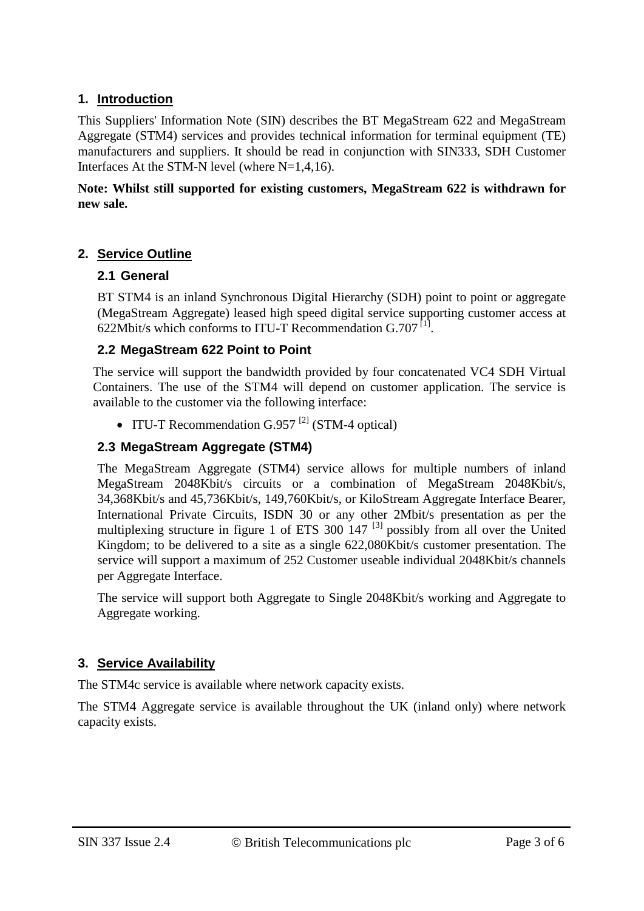# 1. Introduction

This Suppliers' Information Note (SIN) describes the BT MegaStream 622 and MegaStream Aggregate (STM4) services and provides technical information for terminal equipment (TE) manufacturers and suppliers. It should be read in conjunction with SIN333, SDH Customer Interfaces At the STM-N level (where N=1,4,16).

**Note: Whilst still supported for existing customers, MegaStream 622 is withdrawn for new sale.**

# 2. Service Outline

## 2.1 General

BT STM4 is an inland Synchronous Digital Hierarchy (SDH) point to point or aggregate (MegaStream Aggregate) leased high speed digital service supporting customer access at 622Mbit/s which conforms to ITU-T Recommendation G.707 [1].

## 2.2 MegaStream 622 Point to Point

The service will support the bandwidth provided by four concatenated VC4 SDH Virtual Containers. The use of the STM4 will depend on customer application. The service is available to the customer via the following interface:

- ITU-T Recommendation G.957 [2] (STM-4 optical)

## 2.3 MegaStream Aggregate (STM4)

The MegaStream Aggregate (STM4) service allows for multiple numbers of inland MegaStream 2048Kbit/s circuits or a combination of MegaStream 2048Kbit/s, 34,368Kbit/s and 45,736Kbit/s, 149,760Kbit/s, or KiloStream Aggregate Interface Bearer, International Private Circuits, ISDN 30 or any other 2Mbit/s presentation as per the multiplexing structure in figure 1 of ETS 300 147 [3] possibly from all over the United Kingdom; to be delivered to a site as a single 622,080Kbit/s customer presentation. The service will support a maximum of 252 Customer useable individual 2048Kbit/s channels per Aggregate Interface.

The service will support both Aggregate to Single 2048Kbit/s working and Aggregate to Aggregate working.

# 3. Service Availability

The STM4c service is available where network capacity exists.

The STM4 Aggregate service is available throughout the UK (inland only) where network capacity exists.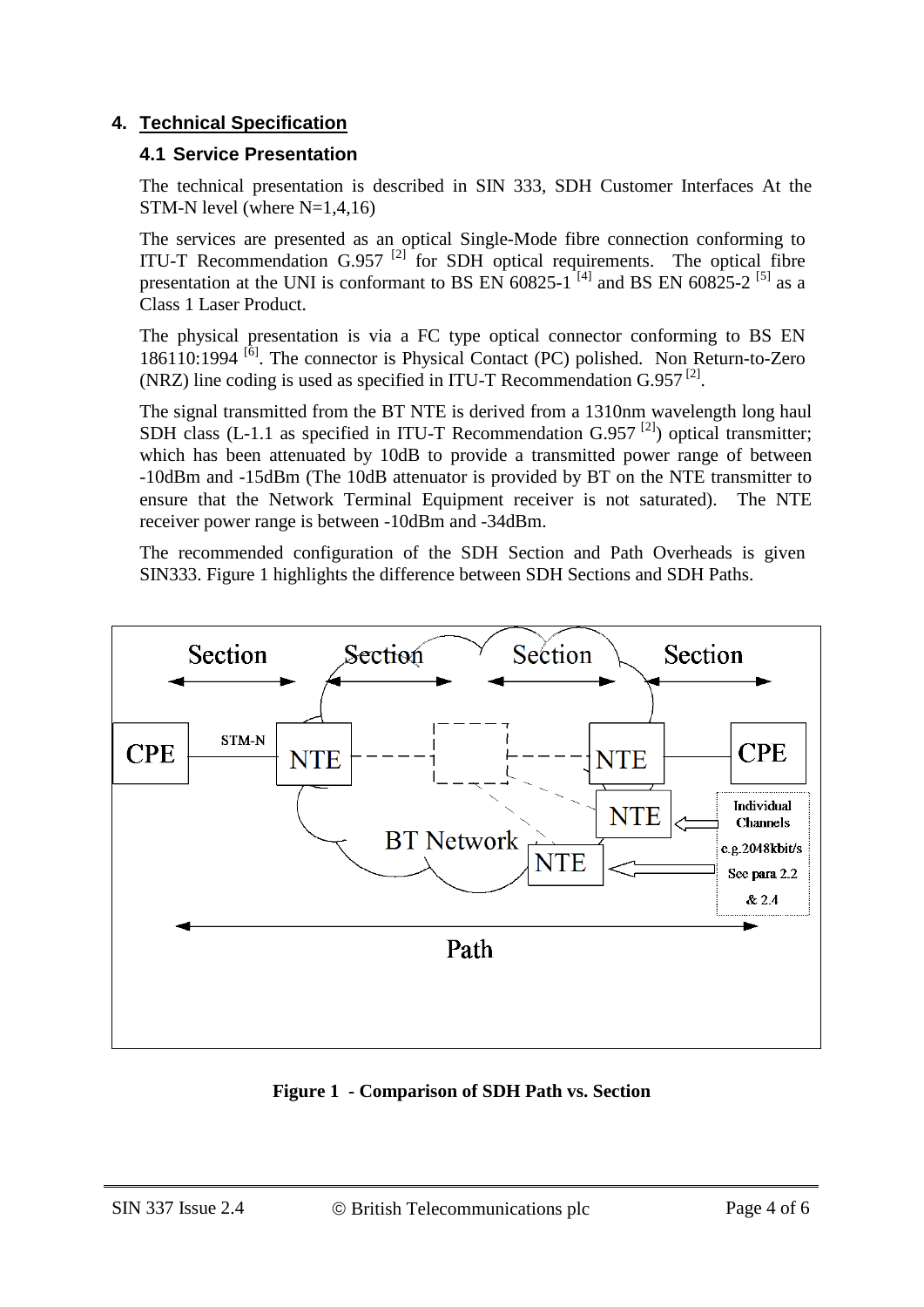## 4. Technical Specification

### 4.1 Service Presentation

The technical presentation is described in SIN 333, SDH Customer Interfaces At the STM-N level (where N=1,4,16)

The services are presented as an optical Single-Mode fibre connection conforming to ITU-T Recommendation G.957 [2] for SDH optical requirements. The optical fibre presentation at the UNI is conformant to BS EN 60825-1 [4] and BS EN 60825-2 [5] as a Class 1 Laser Product.

The physical presentation is via a FC type optical connector conforming to BS EN 186110:1994 [6]. The connector is Physical Contact (PC) polished. Non Return-to-Zero (NRZ) line coding is used as specified in ITU-T Recommendation G.957 [2].

The signal transmitted from the BT NTE is derived from a 1310nm wavelength long haul SDH class (L-1.1 as specified in ITU-T Recommendation G.957 [2]) optical transmitter; which has been attenuated by 10dB to provide a transmitted power range of between -10dBm and -15dBm (The 10dB attenuator is provided by BT on the NTE transmitter to ensure that the Network Terminal Equipment receiver is not saturated). The NTE receiver power range is between -10dBm and -34dBm.

The recommended configuration of the SDH Section and Path Overheads is given SIN333. Figure 1 highlights the difference between SDH Sections and SDH Paths.

**Figure 1 - Comparison of SDH Path vs. Section**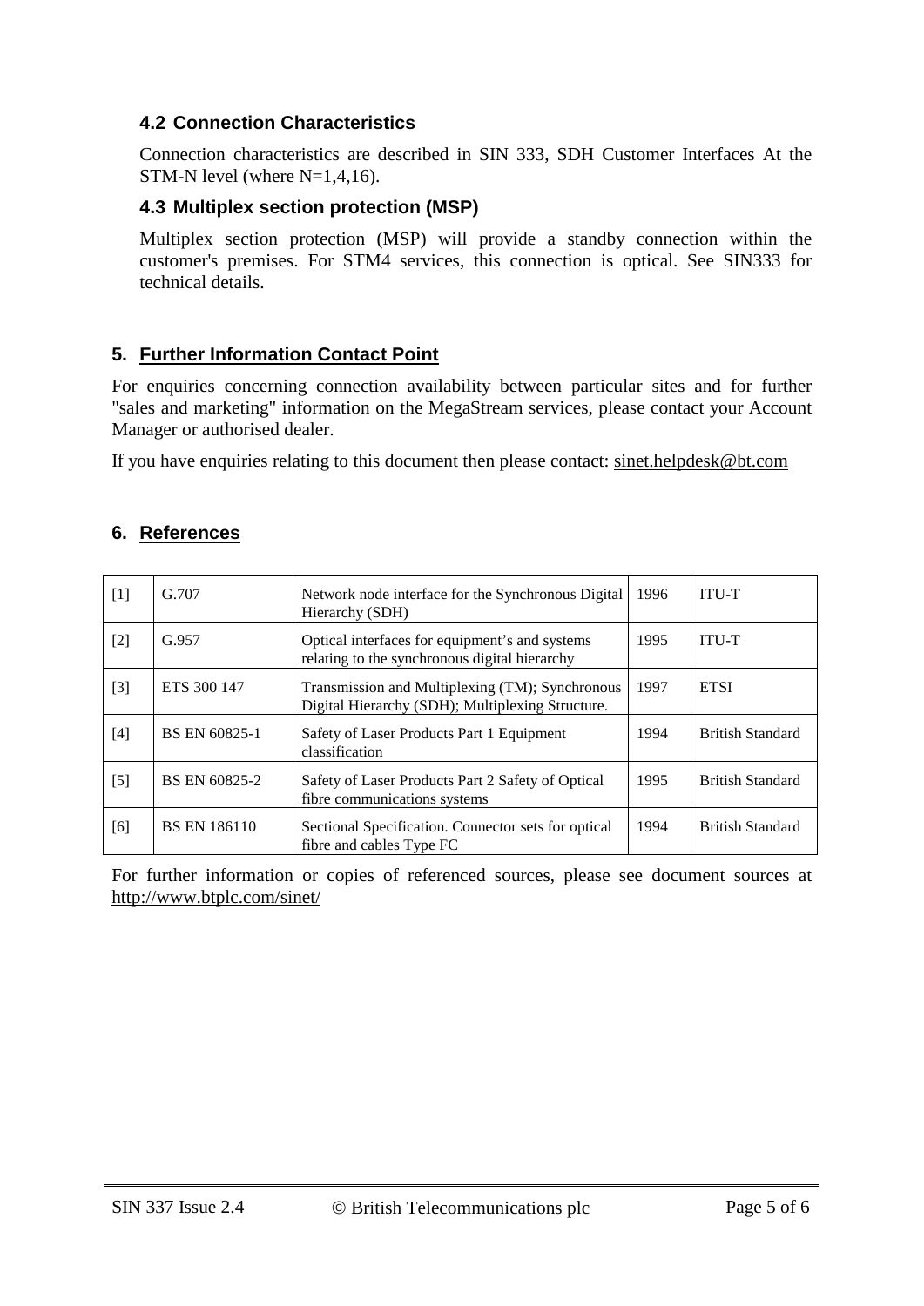### 4.2 Connection Characteristics

Connection characteristics are described in SIN 333, SDH Customer Interfaces At the STM-N level (where N=1,4,16).

### 4.3 Multiplex section protection (MSP)

Multiplex section protection (MSP) will provide a standby connection within the customer's premises. For STM4 services, this connection is optical. See SIN333 for technical details.

## 5. Further Information Contact Point

For enquiries concerning connection availability between particular sites and for further "sales and marketing" information on the MegaStream services, please contact your Account Manager or authorised dealer.

If you have enquiries relating to this document then please contact: sinet.helpdesk@bt.com

## 6. References

| | | | | |
|---|---|---|---|---|
| [1] | G.707 | Network node interface for the Synchronous Digital Hierarchy (SDH) | 1996 | ITU-T |
| [2] | G.957 | Optical interfaces for equipment's and systems relating to the synchronous digital hierarchy | 1995 | ITU-T |
| [3] | ETS 300 147 | Transmission and Multiplexing (TM); Synchronous Digital Hierarchy (SDH); Multiplexing Structure. | 1997 | ETSI |
| [4] | BS EN 60825-1 | Safety of Laser Products Part 1 Equipment classification | 1994 | British Standard |
| [5] | BS EN 60825-2 | Safety of Laser Products Part 2 Safety of Optical fibre communications systems | 1995 | British Standard |
| [6] | BS EN 186110 | Sectional Specification. Connector sets for optical fibre and cables Type FC | 1994 | British Standard |

For further information or copies of referenced sources, please see document sources at http://www.btplc.com/sinet/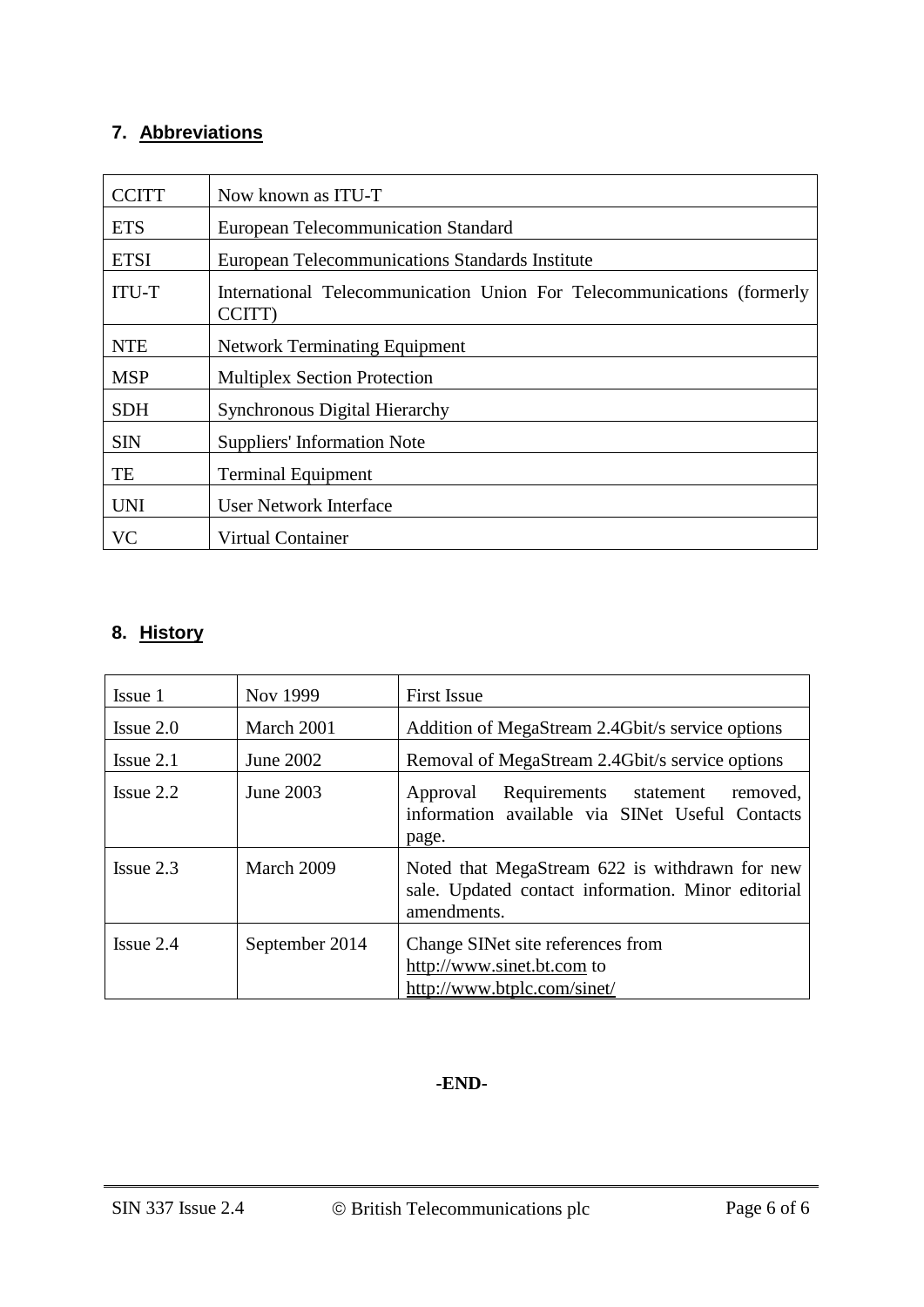## 7. Abbreviations

| | |
|---|---|
| CCITT | Now known as ITU-T |
| ETS | European Telecommunication Standard |
| ETSI | European Telecommunications Standards Institute |
| ITU-T | International Telecommunication Union For Telecommunications (formerly CCITT) |
| NTE | Network Terminating Equipment |
| MSP | Multiplex Section Protection |
| SDH | Synchronous Digital Hierarchy |
| SIN | Suppliers' Information Note |
| TE | Terminal Equipment |
| UNI | User Network Interface |
| VC | Virtual Container |

## 8. History

| | | |
|---|---|---|
| Issue 1 | Nov 1999 | First Issue |
| Issue 2.0 | March 2001 | Addition of MegaStream 2.4Gbit/s service options |
| Issue 2.1 | June 2002 | Removal of MegaStream 2.4Gbit/s service options |
| Issue 2.2 | June 2003 | Approval Requirements statement removed, information available via SINet Useful Contacts page. |
| Issue 2.3 | March 2009 | Noted that MegaStream 622 is withdrawn for new sale. Updated contact information. Minor editorial amendments. |
| Issue 2.4 | September 2014 | Change SINet site references from http://www.sinet.bt.com to http://www.btplc.com/sinet/ |

**-END-**